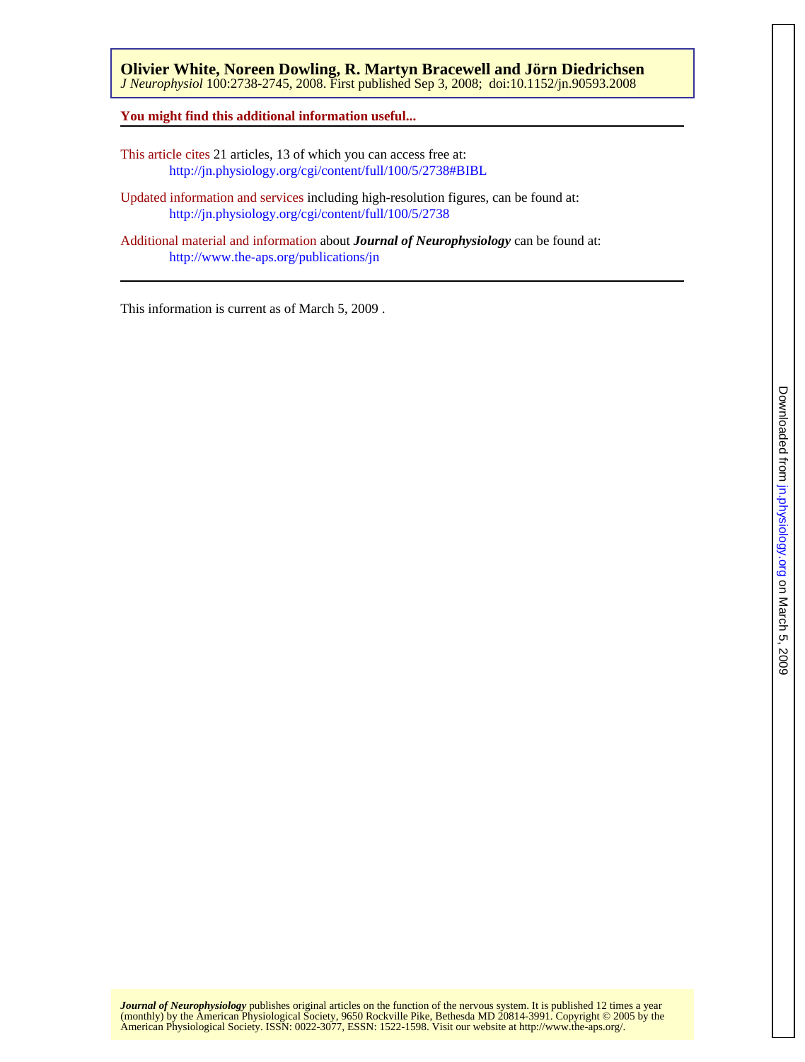**Olivier White, Noreen Dowling, R. Martyn Bracewell and Jörn Diedrichsen**
*J Neurophysiol* 100:2738-2745, 2008. First published Sep 3, 2008; doi:10.1152/jn.90593.2008

**You might find this additional information useful...**

This article cites 21 articles, 13 of which you can access free at:
http://jn.physiology.org/cgi/content/full/100/5/2738#BIBL

Updated information and services including high-resolution figures, can be found at:
http://jn.physiology.org/cgi/content/full/100/5/2738

Additional material and information about ***Journal of Neurophysiology*** can be found at:
http://www.the-aps.org/publications/jn

This information is current as of March 5, 2009 .

***Journal of Neurophysiology*** publishes original articles on the function of the nervous system. It is published 12 times a year (monthly) by the American Physiological Society, 9650 Rockville Pike, Bethesda MD 20814-3991. Copyright © 2005 by the American Physiological Society. ISSN: 0022-3077, ESSN: 1522-1598. Visit our website at http://www.the-aps.org/.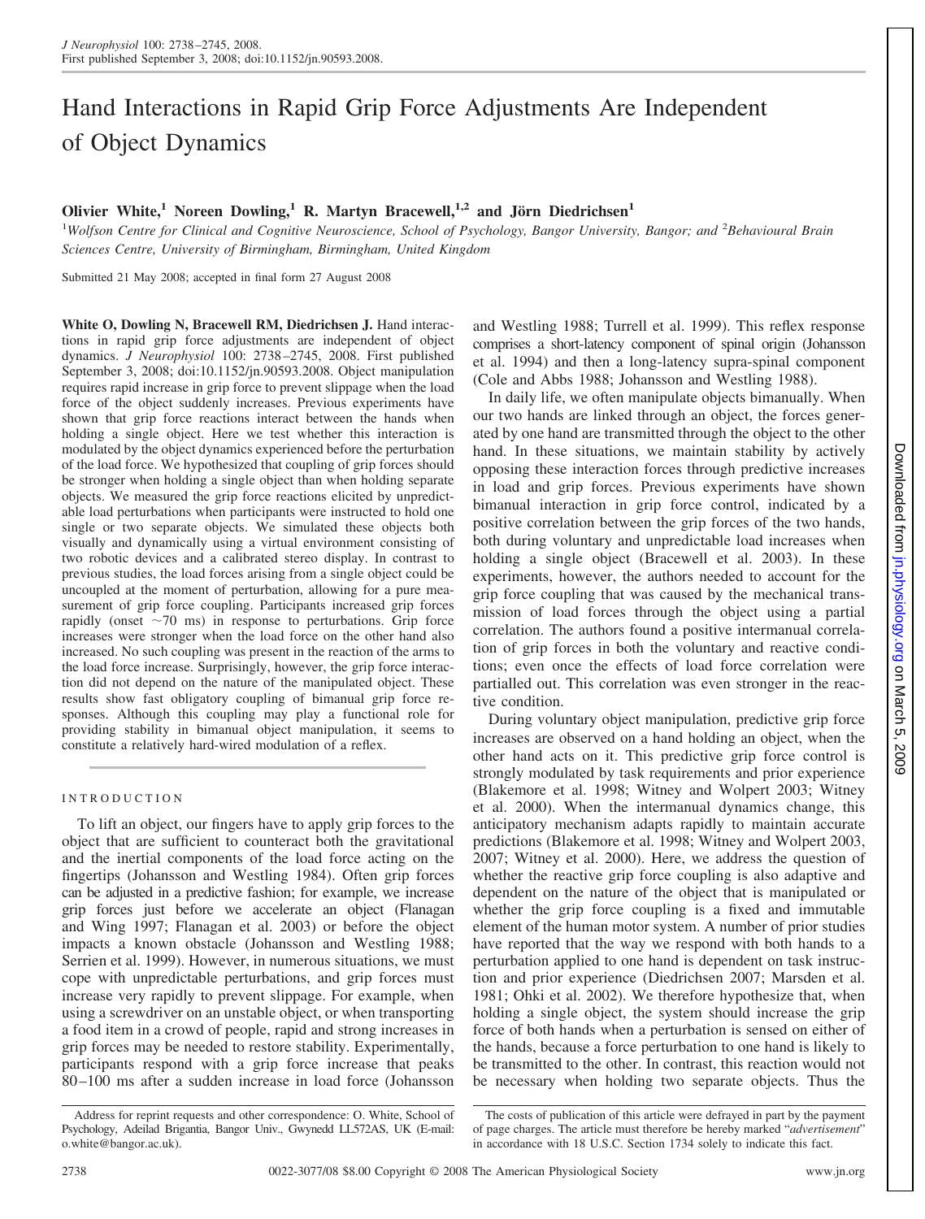# Hand Interactions in Rapid Grip Force Adjustments Are Independent of Object Dynamics

**Olivier White,[1] Noreen Dowling,[1] R. Martyn Bracewell,[1,2] and Jörn Diedrichsen[1]**

[1]*Wolfson Centre for Clinical and Cognitive Neuroscience, School of Psychology, Bangor University, Bangor; and* [2]*Behavioural Brain Sciences Centre, University of Birmingham, Birmingham, United Kingdom*

Submitted 21 May 2008; accepted in final form 27 August 2008

**White O, Dowling N, Bracewell RM, Diedrichsen J.** Hand interactions in rapid grip force adjustments are independent of object dynamics. *J Neurophysiol* 100: 2738–2745, 2008. First published September 3, 2008; doi:10.1152/jn.90593.2008. Object manipulation requires rapid increase in grip force to prevent slippage when the load force of the object suddenly increases. Previous experiments have shown that grip force reactions interact between the hands when holding a single object. Here we test whether this interaction is modulated by the object dynamics experienced before the perturbation of the load force. We hypothesized that coupling of grip forces should be stronger when holding a single object than when holding separate objects. We measured the grip force reactions elicited by unpredictable load perturbations when participants were instructed to hold one single or two separate objects. We simulated these objects both visually and dynamically using a virtual environment consisting of two robotic devices and a calibrated stereo display. In contrast to previous studies, the load forces arising from a single object could be uncoupled at the moment of perturbation, allowing for a pure measurement of grip force coupling. Participants increased grip forces rapidly (onset ~70 ms) in response to perturbations. Grip force increases were stronger when the load force on the other hand also increased. No such coupling was present in the reaction of the arms to the load force increase. Surprisingly, however, the grip force interaction did not depend on the nature of the manipulated object. These results show fast obligatory coupling of bimanual grip force responses. Although this coupling may play a functional role for providing stability in bimanual object manipulation, it seems to constitute a relatively hard-wired modulation of a reflex.

## INTRODUCTION

To lift an object, our fingers have to apply grip forces to the object that are sufficient to counteract both the gravitational and the inertial components of the load force acting on the fingertips (Johansson and Westling 1984). Often grip forces can be adjusted in a predictive fashion; for example, we increase grip forces just before we accelerate an object (Flanagan and Wing 1997; Flanagan et al. 2003) or before the object impacts a known obstacle (Johansson and Westling 1988; Serrien et al. 1999). However, in numerous situations, we must cope with unpredictable perturbations, and grip forces must increase very rapidly to prevent slippage. For example, when using a screwdriver on an unstable object, or when transporting a food item in a crowd of people, rapid and strong increases in grip forces may be needed to restore stability. Experimentally, participants respond with a grip force increase that peaks 80–100 ms after a sudden increase in load force (Johansson and Westling 1988; Turrell et al. 1999). This reflex response comprises a short-latency component of spinal origin (Johansson et al. 1994) and then a long-latency supra-spinal component (Cole and Abbs 1988; Johansson and Westling 1988).

In daily life, we often manipulate objects bimanually. When our two hands are linked through an object, the forces generated by one hand are transmitted through the object to the other hand. In these situations, we maintain stability by actively opposing these interaction forces through predictive increases in load and grip forces. Previous experiments have shown bimanual interaction in grip force control, indicated by a positive correlation between the grip forces of the two hands, both during voluntary and unpredictable load increases when holding a single object (Bracewell et al. 2003). In these experiments, however, the authors needed to account for the grip force coupling that was caused by the mechanical transmission of load forces through the object using a partial correlation. The authors found a positive intermanual correlation of grip forces in both the voluntary and reactive conditions; even once the effects of load force correlation were partialled out. This correlation was even stronger in the reactive condition.

During voluntary object manipulation, predictive grip force increases are observed on a hand holding an object, when the other hand acts on it. This predictive grip force control is strongly modulated by task requirements and prior experience (Blakemore et al. 1998; Witney and Wolpert 2003; Witney et al. 2000). When the intermanual dynamics change, this anticipatory mechanism adapts rapidly to maintain accurate predictions (Blakemore et al. 1998; Witney and Wolpert 2003, 2007; Witney et al. 2000). Here, we address the question of whether the reactive grip force coupling is also adaptive and dependent on the nature of the object that is manipulated or whether the grip force coupling is a fixed and immutable element of the human motor system. A number of prior studies have reported that the way we respond with both hands to a perturbation applied to one hand is dependent on task instruction and prior experience (Diedrichsen 2007; Marsden et al. 1981; Ohki et al. 2002). We therefore hypothesize that, when holding a single object, the system should increase the grip force of both hands when a perturbation is sensed on either of the hands, because a force perturbation to one hand is likely to be transmitted to the other. In contrast, this reaction would not be necessary when holding two separate objects. Thus the

Address for reprint requests and other correspondence: O. White, School of Psychology, Adeilad Brigantia, Bangor Univ., Gwynedd LL572AS, UK (E-mail: o.white@bangor.ac.uk).

The costs of publication of this article were defrayed in part by the payment of page charges. The article must therefore be hereby marked "*advertisement*" in accordance with 18 U.S.C. Section 1734 solely to indicate this fact.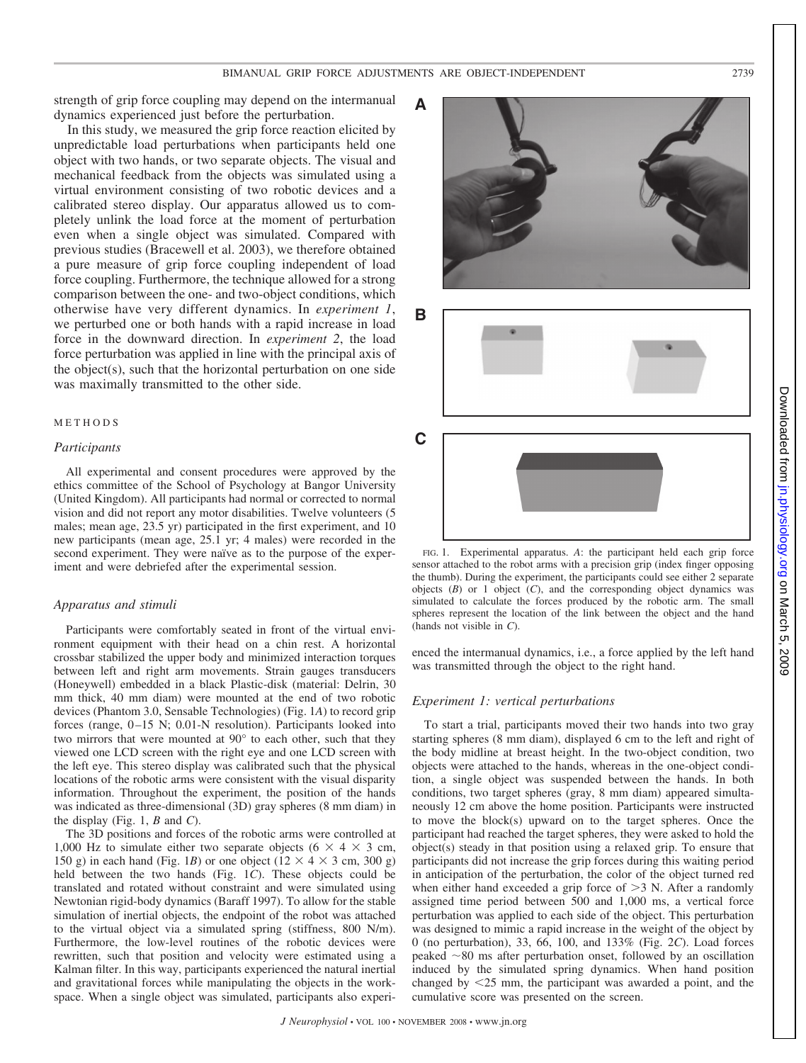strength of grip force coupling may depend on the intermanual dynamics experienced just before the perturbation.

In this study, we measured the grip force reaction elicited by unpredictable load perturbations when participants held one object with two hands, or two separate objects. The visual and mechanical feedback from the objects was simulated using a virtual environment consisting of two robotic devices and a calibrated stereo display. Our apparatus allowed us to completely unlink the load force at the moment of perturbation even when a single object was simulated. Compared with previous studies (Bracewell et al. 2003), we therefore obtained a pure measure of grip force coupling independent of load force coupling. Furthermore, the technique allowed for a strong comparison between the one- and two-object conditions, which otherwise have very different dynamics. In *experiment 1*, we perturbed one or both hands with a rapid increase in load force in the downward direction. In *experiment 2*, the load force perturbation was applied in line with the principal axis of the object(s), such that the horizontal perturbation on one side was maximally transmitted to the other side.

## METHODS

### *Participants*

All experimental and consent procedures were approved by the ethics committee of the School of Psychology at Bangor University (United Kingdom). All participants had normal or corrected to normal vision and did not report any motor disabilities. Twelve volunteers (5 males; mean age, 23.5 yr) participated in the first experiment, and 10 new participants (mean age, 25.1 yr; 4 males) were recorded in the second experiment. They were naïve as to the purpose of the experiment and were debriefed after the experimental session.

### *Apparatus and stimuli*

Participants were comfortably seated in front of the virtual environment equipment with their head on a chin rest. A horizontal crossbar stabilized the upper body and minimized interaction torques between left and right arm movements. Strain gauges transducers (Honeywell) embedded in a black Plastic-disk (material: Delrin, 30 mm thick, 40 mm diam) were mounted at the end of two robotic devices (Phantom 3.0, Sensable Technologies) (Fig. 1*A*) to record grip forces (range, 0–15 N; 0.01-N resolution). Participants looked into two mirrors that were mounted at 90° to each other, such that they viewed one LCD screen with the right eye and one LCD screen with the left eye. This stereo display was calibrated such that the physical locations of the robotic arms were consistent with the visual disparity information. Throughout the experiment, the position of the hands was indicated as three-dimensional (3D) gray spheres (8 mm diam) in the display (Fig. 1, *B* and *C*).

The 3D positions and forces of the robotic arms were controlled at 1,000 Hz to simulate either two separate objects ($6 \times 4 \times 3$ cm, 150 g) in each hand (Fig. 1*B*) or one object ($12 \times 4 \times 3$ cm, 300 g) held between the two hands (Fig. 1*C*). These objects could be translated and rotated without constraint and were simulated using Newtonian rigid-body dynamics (Baraff 1997). To allow for the stable simulation of inertial objects, the endpoint of the robot was attached to the virtual object via a simulated spring (stiffness, 800 N/m). Furthermore, the low-level routines of the robotic devices were rewritten, such that position and velocity were estimated using a Kalman filter. In this way, participants experienced the natural inertial and gravitational forces while manipulating the objects in the workspace. When a single object was simulated, participants also experienced the intermanual dynamics, i.e., a force applied by the left hand was transmitted through the object to the right hand.

FIG. 1. Experimental apparatus. *A*: the participant held each grip force sensor attached to the robot arms with a precision grip (index finger opposing the thumb). During the experiment, the participants could see either 2 separate objects (*B*) or 1 object (*C*), and the corresponding object dynamics was simulated to calculate the forces produced by the robotic arm. The small spheres represent the location of the link between the object and the hand (hands not visible in *C*).

### *Experiment 1: vertical perturbations*

To start a trial, participants moved their two hands into two gray starting spheres (8 mm diam), displayed 6 cm to the left and right of the body midline at breast height. In the two-object condition, two objects were attached to the hands, whereas in the one-object condition, a single object was suspended between the hands. In both conditions, two target spheres (gray, 8 mm diam) appeared simultaneously 12 cm above the home position. Participants were instructed to move the block(s) upward on to the target spheres. Once the participant had reached the target spheres, they were asked to hold the object(s) steady in that position using a relaxed grip. To ensure that participants did not increase the grip forces during this waiting period in anticipation of the perturbation, the color of the object turned red when either hand exceeded a grip force of >3 N. After a randomly assigned time period between 500 and 1,000 ms, a vertical force perturbation was applied to each side of the object. This perturbation was designed to mimic a rapid increase in the weight of the object by 0 (no perturbation), 33, 66, 100, and 133% (Fig. 2*C*). Load forces peaked ~80 ms after perturbation onset, followed by an oscillation induced by the simulated spring dynamics. When hand position changed by <25 mm, the participant was awarded a point, and the cumulative score was presented on the screen.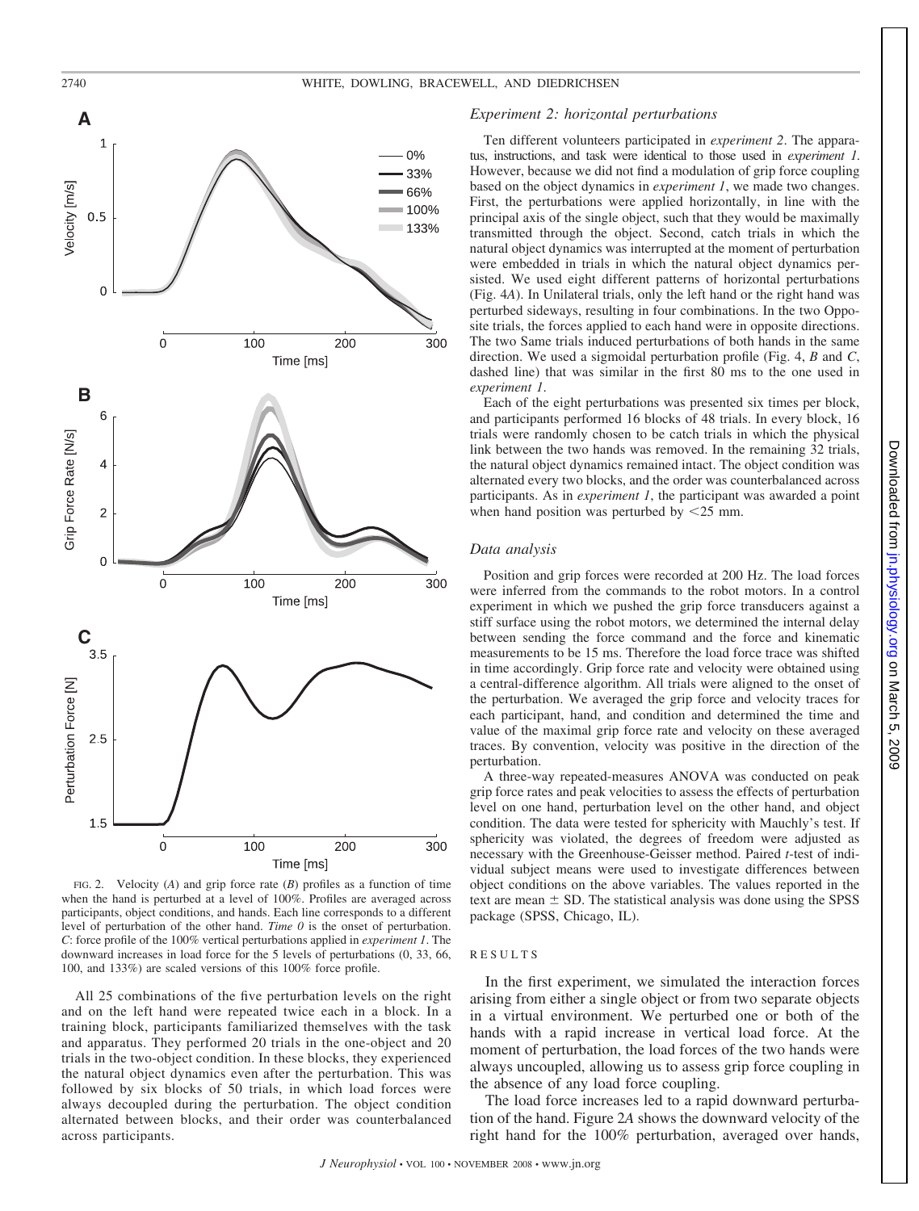FIG. 2. Velocity (*A*) and grip force rate (*B*) profiles as a function of time when the hand is perturbed at a level of 100%. Profiles are averaged across participants, object conditions, and hands. Each line corresponds to a different level of perturbation of the other hand. *Time 0* is the onset of perturbation. *C*: force profile of the 100% vertical perturbations applied in *experiment 1*. The downward increases in load force for the 5 levels of perturbations (0, 33, 66, 100, and 133%) are scaled versions of this 100% force profile.

All 25 combinations of the five perturbation levels on the right and on the left hand were repeated twice each in a block. In a training block, participants familiarized themselves with the task and apparatus. They performed 20 trials in the one-object and 20 trials in the two-object condition. In these blocks, they experienced the natural object dynamics even after the perturbation. This was followed by six blocks of 50 trials, in which load forces were always decoupled during the perturbation. The object condition alternated between blocks, and their order was counterbalanced across participants.

### *Experiment 2: horizontal perturbations*

Ten different volunteers participated in *experiment 2*. The apparatus, instructions, and task were identical to those used in *experiment 1*. However, because we did not find a modulation of grip force coupling based on the object dynamics in *experiment 1*, we made two changes. First, the perturbations were applied horizontally, in line with the principal axis of the single object, such that they would be maximally transmitted through the object. Second, catch trials in which the natural object dynamics was interrupted at the moment of perturbation were embedded in trials in which the natural object dynamics persisted. We used eight different patterns of horizontal perturbations (Fig. 4*A*). In Unilateral trials, only the left hand or the right hand was perturbed sideways, resulting in four combinations. In the two Opposite trials, the forces applied to each hand were in opposite directions. The two Same trials induced perturbations of both hands in the same direction. We used a sigmoidal perturbation profile (Fig. 4, *B* and *C*, dashed line) that was similar in the first 80 ms to the one used in *experiment 1*.

Each of the eight perturbations was presented six times per block, and participants performed 16 blocks of 48 trials. In every block, 16 trials were randomly chosen to be catch trials in which the physical link between the two hands was removed. In the remaining 32 trials, the natural object dynamics remained intact. The object condition was alternated every two blocks, and the order was counterbalanced across participants. As in *experiment 1*, the participant was awarded a point when hand position was perturbed by <25 mm.

### *Data analysis*

Position and grip forces were recorded at 200 Hz. The load forces were inferred from the commands to the robot motors. In a control experiment in which we pushed the grip force transducers against a stiff surface using the robot motors, we determined the internal delay between sending the force command and the force and kinematic measurements to be 15 ms. Therefore the load force trace was shifted in time accordingly. Grip force rate and velocity were obtained using a central-difference algorithm. All trials were aligned to the onset of the perturbation. We averaged the grip force and velocity traces for each participant, hand, and condition and determined the time and value of the maximal grip force rate and velocity on these averaged traces. By convention, velocity was positive in the direction of the perturbation.

A three-way repeated-measures ANOVA was conducted on peak grip force rates and peak velocities to assess the effects of perturbation level on one hand, perturbation level on the other hand, and object condition. The data were tested for sphericity with Mauchly's test. If sphericity was violated, the degrees of freedom were adjusted as necessary with the Greenhouse-Geisser method. Paired *t*-test of individual subject means were used to investigate differences between object conditions on the above variables. The values reported in the text are mean ± SD. The statistical analysis was done using the SPSS package (SPSS, Chicago, IL).

## RESULTS

In the first experiment, we simulated the interaction forces arising from either a single object or from two separate objects in a virtual environment. We perturbed one or both of the hands with a rapid increase in vertical load force. At the moment of perturbation, the load forces of the two hands were always uncoupled, allowing us to assess grip force coupling in the absence of any load force coupling.

The load force increases led to a rapid downward perturbation of the hand. Figure 2*A* shows the downward velocity of the right hand for the 100% perturbation, averaged over hands,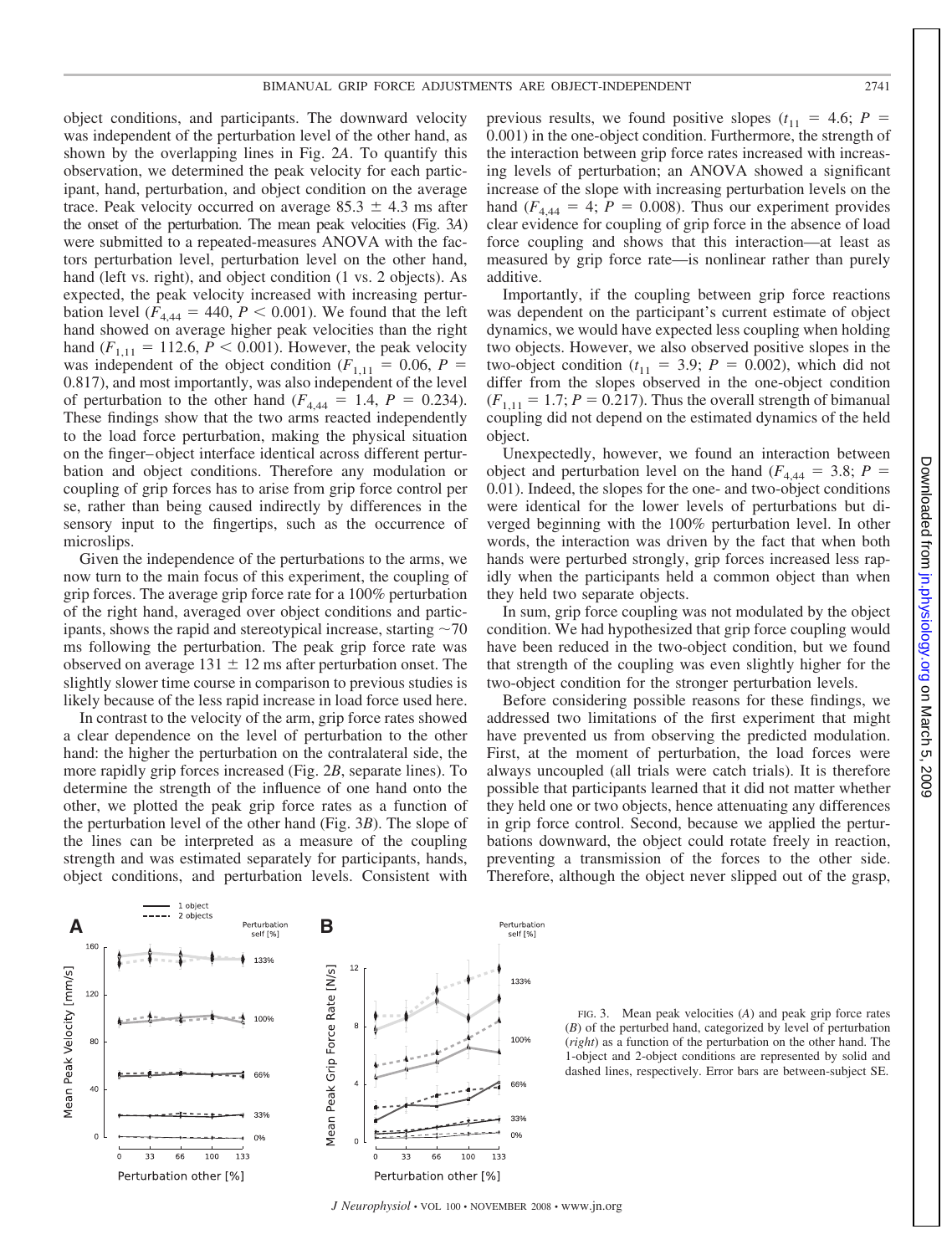object conditions, and participants. The downward velocity was independent of the perturbation level of the other hand, as shown by the overlapping lines in Fig. 2*A*. To quantify this observation, we determined the peak velocity for each participant, hand, perturbation, and object condition on the average trace. Peak velocity occurred on average 85.3 ± 4.3 ms after the onset of the perturbation. The mean peak velocities (Fig. 3*A*) were submitted to a repeated-measures ANOVA with the factors perturbation level, perturbation level on the other hand, hand (left vs. right), and object condition (1 vs. 2 objects). As expected, the peak velocity increased with increasing perturbation level ($F_{4,44} = 440$, $P < 0.001$). We found that the left hand showed on average higher peak velocities than the right hand ($F_{1,11} = 112.6$, $P < 0.001$). However, the peak velocity was independent of the object condition ($F_{1,11} = 0.06$, $P = 0.817$), and most importantly, was also independent of the level of perturbation to the other hand ($F_{4,44} = 1.4$, $P = 0.234$). These findings show that the two arms reacted independently to the load force perturbation, making the physical situation on the finger–object interface identical across different perturbation and object conditions. Therefore any modulation or coupling of grip forces has to arise from grip force control per se, rather than being caused indirectly by differences in the sensory input to the fingertips, such as the occurrence of microslips.

Given the independence of the perturbations to the arms, we now turn to the main focus of this experiment, the coupling of grip forces. The average grip force rate for a 100% perturbation of the right hand, averaged over object conditions and participants, shows the rapid and stereotypical increase, starting ~70 ms following the perturbation. The peak grip force rate was observed on average 131 ± 12 ms after perturbation onset. The slightly slower time course in comparison to previous studies is likely because of the less rapid increase in load force used here.

In contrast to the velocity of the arm, grip force rates showed a clear dependence on the level of perturbation to the other hand: the higher the perturbation on the contralateral side, the more rapidly grip forces increased (Fig. 2*B*, separate lines). To determine the strength of the influence of one hand onto the other, we plotted the peak grip force rates as a function of the perturbation level of the other hand (Fig. 3*B*). The slope of the lines can be interpreted as a measure of the coupling strength and was estimated separately for participants, hands, object conditions, and perturbation levels. Consistent with previous results, we found positive slopes ($t_{11} = 4.6$; $P = 0.001$) in the one-object condition. Furthermore, the strength of the interaction between grip force rates increased with increasing levels of perturbation; an ANOVA showed a significant increase of the slope with increasing perturbation levels on the hand ($F_{4,44} = 4$; $P = 0.008$). Thus our experiment provides clear evidence for coupling of grip force in the absence of load force coupling and shows that this interaction—at least as measured by grip force rate—is nonlinear rather than purely additive.

Importantly, if the coupling between grip force reactions was dependent on the participant's current estimate of object dynamics, we would have expected less coupling when holding two objects. However, we also observed positive slopes in the two-object condition ($t_{11} = 3.9$; $P = 0.002$), which did not differ from the slopes observed in the one-object condition ($F_{1,11} = 1.7$; $P = 0.217$). Thus the overall strength of bimanual coupling did not depend on the estimated dynamics of the held object.

Unexpectedly, however, we found an interaction between object and perturbation level on the hand ($F_{4,44} = 3.8$; $P = 0.01$). Indeed, the slopes for the one- and two-object conditions were identical for the lower levels of perturbations but diverged beginning with the 100% perturbation level. In other words, the interaction was driven by the fact that when both hands were perturbed strongly, grip forces increased less rapidly when the participants held a common object than when they held two separate objects.

In sum, grip force coupling was not modulated by the object condition. We had hypothesized that grip force coupling would have been reduced in the two-object condition, but we found that strength of the coupling was even slightly higher for the two-object condition for the stronger perturbation levels.

Before considering possible reasons for these findings, we addressed two limitations of the first experiment that might have prevented us from observing the predicted modulation. First, at the moment of perturbation, the load forces were always uncoupled (all trials were catch trials). It is therefore possible that participants learned that it did not matter whether they held one or two objects, hence attenuating any differences in grip force control. Second, because we applied the perturbations downward, the object could rotate freely in reaction, preventing a transmission of the forces to the other side. Therefore, although the object never slipped out of the grasp,

FIG. 3. Mean peak velocities (*A*) and peak grip force rates (*B*) of the perturbed hand, categorized by level of perturbation (*right*) as a function of the perturbation on the other hand. The 1-object and 2-object conditions are represented by solid and dashed lines, respectively. Error bars are between-subject SE.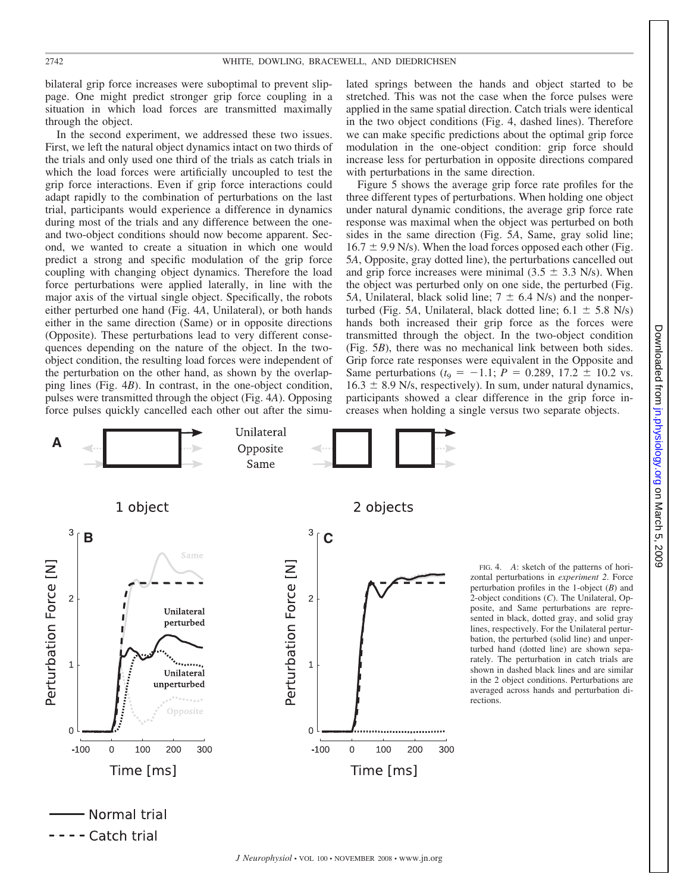bilateral grip force increases were suboptimal to prevent slippage. One might predict stronger grip force coupling in a situation in which load forces are transmitted maximally through the object.

In the second experiment, we addressed these two issues. First, we left the natural object dynamics intact on two thirds of the trials and only used one third of the trials as catch trials in which the load forces were artificially uncoupled to test the grip force interactions. Even if grip force interactions could adapt rapidly to the combination of perturbations on the last trial, participants would experience a difference in dynamics during most of the trials and any difference between the one- and two-object conditions should now become apparent. Second, we wanted to create a situation in which one would predict a strong and specific modulation of the grip force coupling with changing object dynamics. Therefore the load force perturbations were applied laterally, in line with the major axis of the virtual single object. Specifically, the robots either perturbed one hand (Fig. 4*A*, Unilateral), or both hands either in the same direction (Same) or in opposite directions (Opposite). These perturbations lead to very different consequences depending on the nature of the object. In the two-object condition, the resulting load forces were independent of the perturbation on the other hand, as shown by the overlapping lines (Fig. 4*B*). In contrast, in the one-object condition, pulses were transmitted through the object (Fig. 4*A*). Opposing force pulses quickly cancelled each other out after the simulated springs between the hands and object started to be stretched. This was not the case when the force pulses were applied in the same spatial direction. Catch trials were identical in the two object conditions (Fig. 4, dashed lines). Therefore we can make specific predictions about the optimal grip force modulation in the one-object condition: grip force should increase less for perturbation in opposite directions compared with perturbations in the same direction.

Figure 5 shows the average grip force rate profiles for the three different types of perturbations. When holding one object under natural dynamic conditions, the average grip force rate response was maximal when the object was perturbed on both sides in the same direction (Fig. 5*A*, Same, gray solid line; $16.7 \pm 9.9$ N/s). When the load forces opposed each other (Fig. 5*A*, Opposite, gray dotted line), the perturbations cancelled out and grip force increases were minimal ($3.5 \pm 3.3$ N/s). When the object was perturbed only on one side, the perturbed (Fig. 5*A*, Unilateral, black solid line; $7 \pm 6.4$ N/s) and the nonperturbed (Fig. 5*A*, Unilateral, black dotted line; $6.1 \pm 5.8$ N/s) hands both increased their grip force as the forces were transmitted through the object. In the two-object condition (Fig. 5*B*), there was no mechanical link between both sides. Grip force rate responses were equivalent in the Opposite and Same perturbations ($t_9 = -1.1$; $P = 0.289$, $17.2 \pm 10.2$ vs. $16.3 \pm 8.9$ N/s, respectively). In sum, under natural dynamics, participants showed a clear difference in the grip force increases when holding a single versus two separate objects.

FIG. 4. *A*: sketch of the patterns of horizontal perturbations in *experiment 2*. Force perturbation profiles in the 1-object (*B*) and 2-object conditions (*C*). The Unilateral, Opposite, and Same perturbations are represented in black, dotted gray, and solid gray lines, respectively. For the Unilateral perturbation, the perturbed (solid line) and unperturbed hand (dotted line) are shown separately. The perturbation in catch trials are shown in dashed black lines and are similar in the 2 object conditions. Perturbations are averaged across hands and perturbation directions.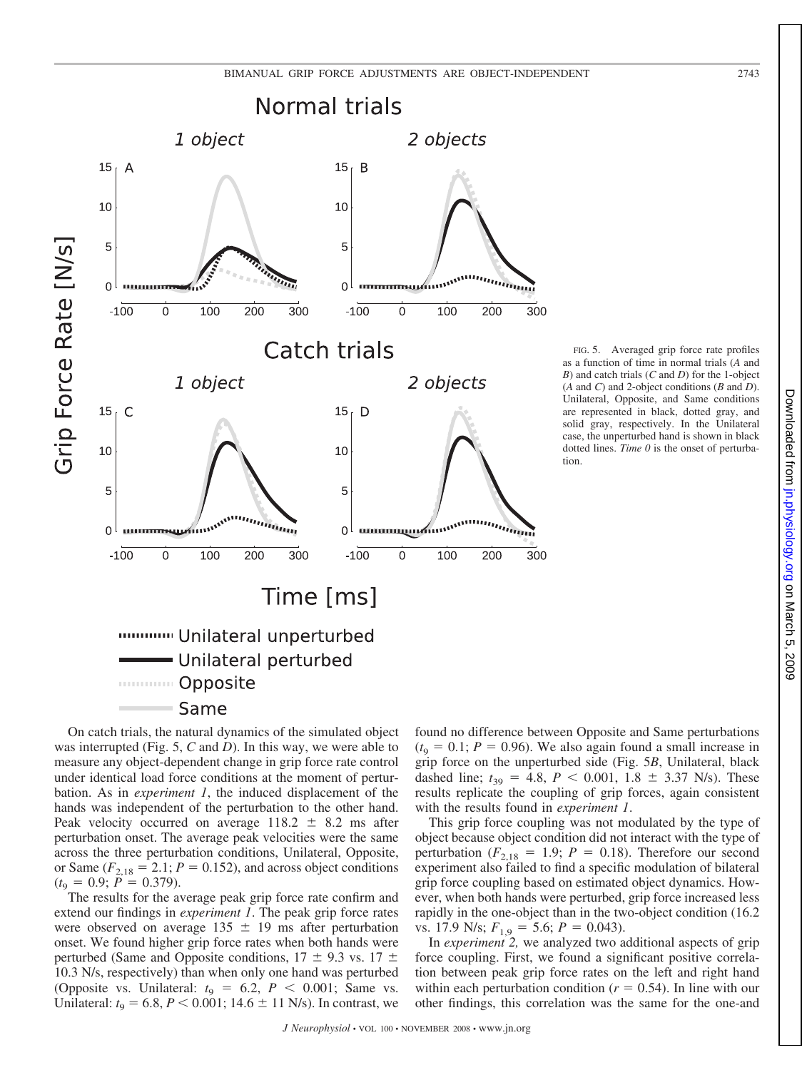FIG. 5. Averaged grip force rate profiles as a function of time in normal trials (*A* and *B*) and catch trials (*C* and *D*) for the 1-object (*A* and *C*) and 2-object conditions (*B* and *D*). Unilateral, Opposite, and Same conditions are represented in black, dotted gray, and solid gray, respectively. In the Unilateral case, the unperturbed hand is shown in black dotted lines. *Time 0* is the onset of perturbation.

On catch trials, the natural dynamics of the simulated object was interrupted (Fig. 5, *C* and *D*). In this way, we were able to measure any object-dependent change in grip force rate control under identical load force conditions at the moment of perturbation. As in *experiment 1*, the induced displacement of the hands was independent of the perturbation to the other hand. Peak velocity occurred on average 118.2 ± 8.2 ms after perturbation onset. The average peak velocities were the same across the three perturbation conditions, Unilateral, Opposite, or Same ($F_{2,18} = 2.1$; $P = 0.152$), and across object conditions ($t_9 = 0.9$; $P = 0.379$).

The results for the average peak grip force rate confirm and extend our findings in *experiment 1*. The peak grip force rates were observed on average 135 ± 19 ms after perturbation onset. We found higher grip force rates when both hands were perturbed (Same and Opposite conditions, 17 ± 9.3 vs. 17 ± 10.3 N/s, respectively) than when only one hand was perturbed (Opposite vs. Unilateral: $t_9 = 6.2$, $P < 0.001$; Same vs. Unilateral: $t_9 = 6.8$, $P < 0.001$; 14.6 ± 11 N/s). In contrast, we found no difference between Opposite and Same perturbations ($t_9 = 0.1$; $P = 0.96$). We also again found a small increase in grip force on the unperturbed side (Fig. 5*B*, Unilateral, black dashed line; $t_{39} = 4.8$, $P < 0.001$, 1.8 ± 3.37 N/s). These results replicate the coupling of grip forces, again consistent with the results found in *experiment 1*.

This grip force coupling was not modulated by the type of object because object condition did not interact with the type of perturbation ($F_{2,18} = 1.9$; $P = 0.18$). Therefore our second experiment also failed to find a specific modulation of bilateral grip force coupling based on estimated object dynamics. However, when both hands were perturbed, grip force increased less rapidly in the one-object than in the two-object condition (16.2 vs. 17.9 N/s; $F_{1,9} = 5.6$; $P = 0.043$).

In *experiment 2,* we analyzed two additional aspects of grip force coupling. First, we found a significant positive correlation between peak grip force rates on the left and right hand within each perturbation condition ($r = 0.54$). In line with our other findings, this correlation was the same for the one-and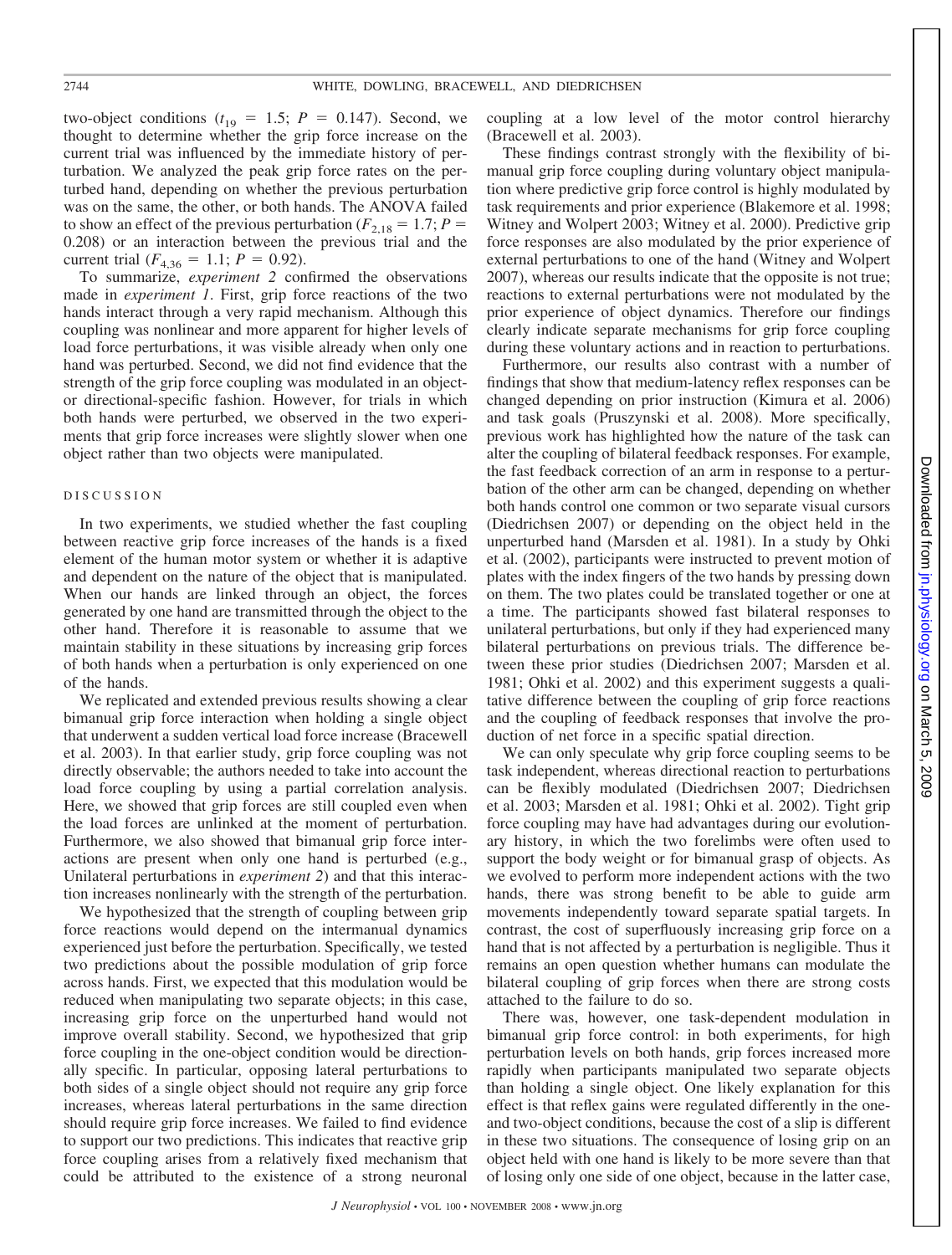two-object conditions ($t_{19}$ = 1.5; $P$ = 0.147). Second, we thought to determine whether the grip force increase on the current trial was influenced by the immediate history of perturbation. We analyzed the peak grip force rates on the perturbed hand, depending on whether the previous perturbation was on the same, the other, or both hands. The ANOVA failed to show an effect of the previous perturbation ($F_{2,18}$ = 1.7; $P$ = 0.208) or an interaction between the previous trial and the current trial ($F_{4,36}$ = 1.1; $P$ = 0.92).

To summarize, *experiment 2* confirmed the observations made in *experiment 1*. First, grip force reactions of the two hands interact through a very rapid mechanism. Although this coupling was nonlinear and more apparent for higher levels of load force perturbations, it was visible already when only one hand was perturbed. Second, we did not find evidence that the strength of the grip force coupling was modulated in an object- or directional-specific fashion. However, for trials in which both hands were perturbed, we observed in the two experiments that grip force increases were slightly slower when one object rather than two objects were manipulated.

## DISCUSSION

In two experiments, we studied whether the fast coupling between reactive grip force increases of the hands is a fixed element of the human motor system or whether it is adaptive and dependent on the nature of the object that is manipulated. When our hands are linked through an object, the forces generated by one hand are transmitted through the object to the other hand. Therefore it is reasonable to assume that we maintain stability in these situations by increasing grip forces of both hands when a perturbation is only experienced on one of the hands.

We replicated and extended previous results showing a clear bimanual grip force interaction when holding a single object that underwent a sudden vertical load force increase (Bracewell et al. 2003). In that earlier study, grip force coupling was not directly observable; the authors needed to take into account the load force coupling by using a partial correlation analysis. Here, we showed that grip forces are still coupled even when the load forces are unlinked at the moment of perturbation. Furthermore, we also showed that bimanual grip force interactions are present when only one hand is perturbed (e.g., Unilateral perturbations in *experiment 2*) and that this interaction increases nonlinearly with the strength of the perturbation.

We hypothesized that the strength of coupling between grip force reactions would depend on the intermanual dynamics experienced just before the perturbation. Specifically, we tested two predictions about the possible modulation of grip force across hands. First, we expected that this modulation would be reduced when manipulating two separate objects; in this case, increasing grip force on the unperturbed hand would not improve overall stability. Second, we hypothesized that grip force coupling in the one-object condition would be directionally specific. In particular, opposing lateral perturbations to both sides of a single object should not require any grip force increases, whereas lateral perturbations in the same direction should require grip force increases. We failed to find evidence to support our two predictions. This indicates that reactive grip force coupling arises from a relatively fixed mechanism that could be attributed to the existence of a strong neuronal coupling at a low level of the motor control hierarchy (Bracewell et al. 2003).

These findings contrast strongly with the flexibility of bimanual grip force coupling during voluntary object manipulation where predictive grip force control is highly modulated by task requirements and prior experience (Blakemore et al. 1998; Witney and Wolpert 2003; Witney et al. 2000). Predictive grip force responses are also modulated by the prior experience of external perturbations to one of the hand (Witney and Wolpert 2007), whereas our results indicate that the opposite is not true; reactions to external perturbations were not modulated by the prior experience of object dynamics. Therefore our findings clearly indicate separate mechanisms for grip force coupling during these voluntary actions and in reaction to perturbations.

Furthermore, our results also contrast with a number of findings that show that medium-latency reflex responses can be changed depending on prior instruction (Kimura et al. 2006) and task goals (Pruszynski et al. 2008). More specifically, previous work has highlighted how the nature of the task can alter the coupling of bilateral feedback responses. For example, the fast feedback correction of an arm in response to a perturbation of the other arm can be changed, depending on whether both hands control one common or two separate visual cursors (Diedrichsen 2007) or depending on the object held in the unperturbed hand (Marsden et al. 1981). In a study by Ohki et al. (2002), participants were instructed to prevent motion of plates with the index fingers of the two hands by pressing down on them. The two plates could be translated together or one at a time. The participants showed fast bilateral responses to unilateral perturbations, but only if they had experienced many bilateral perturbations on previous trials. The difference between these prior studies (Diedrichsen 2007; Marsden et al. 1981; Ohki et al. 2002) and this experiment suggests a qualitative difference between the coupling of grip force reactions and the coupling of feedback responses that involve the production of net force in a specific spatial direction.

We can only speculate why grip force coupling seems to be task independent, whereas directional reaction to perturbations can be flexibly modulated (Diedrichsen 2007; Diedrichsen et al. 2003; Marsden et al. 1981; Ohki et al. 2002). Tight grip force coupling may have had advantages during our evolutionary history, in which the two forelimbs were often used to support the body weight or for bimanual grasp of objects. As we evolved to perform more independent actions with the two hands, there was strong benefit to be able to guide arm movements independently toward separate spatial targets. In contrast, the cost of superfluously increasing grip force on a hand that is not affected by a perturbation is negligible. Thus it remains an open question whether humans can modulate the bilateral coupling of grip forces when there are strong costs attached to the failure to do so.

There was, however, one task-dependent modulation in bimanual grip force control: in both experiments, for high perturbation levels on both hands, grip forces increased more rapidly when participants manipulated two separate objects than holding a single object. One likely explanation for this effect is that reflex gains were regulated differently in the one- and two-object conditions, because the cost of a slip is different in these two situations. The consequence of losing grip on an object held with one hand is likely to be more severe than that of losing only one side of one object, because in the latter case,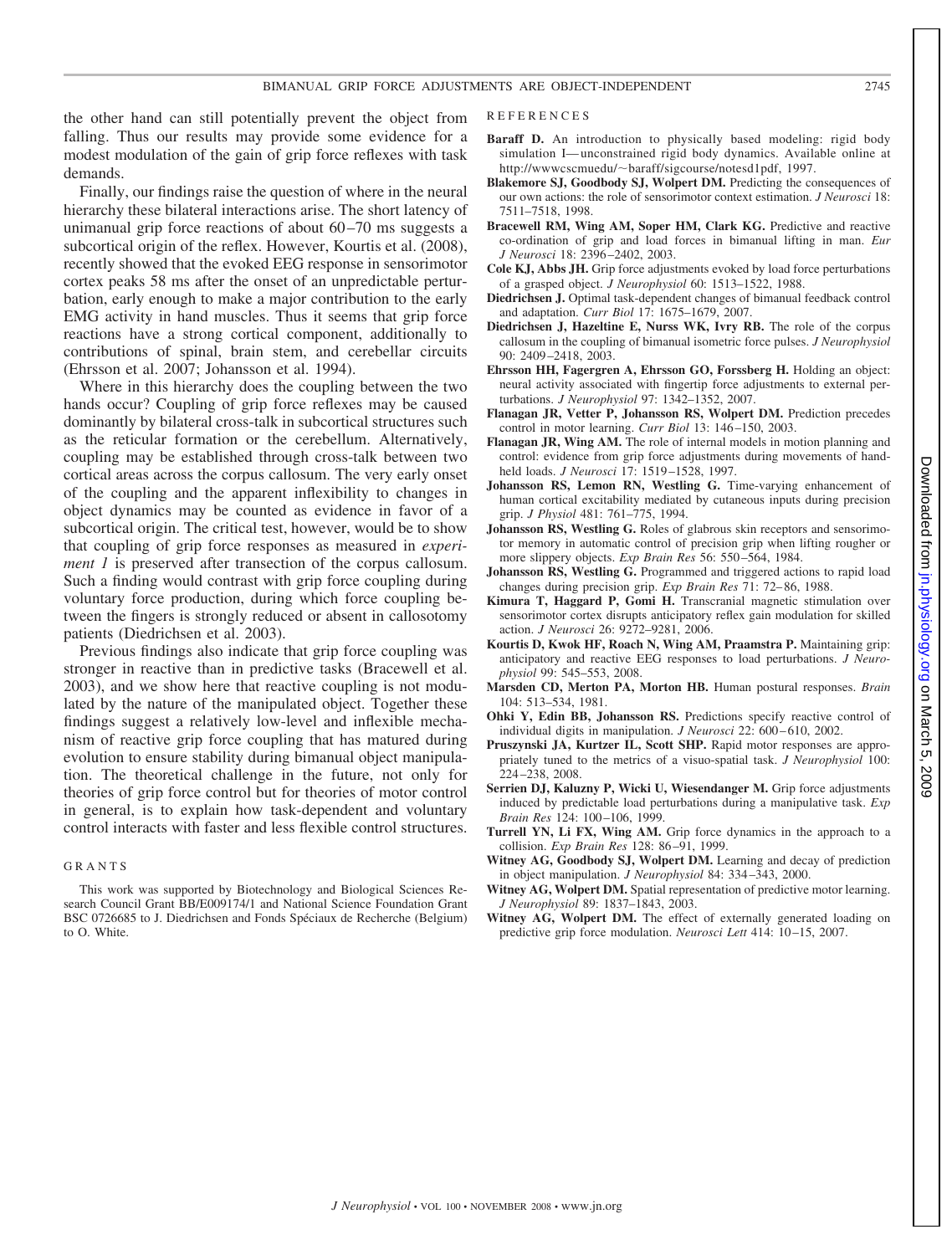the other hand can still potentially prevent the object from falling. Thus our results may provide some evidence for a modest modulation of the gain of grip force reflexes with task demands.

Finally, our findings raise the question of where in the neural hierarchy these bilateral interactions arise. The short latency of unimanual grip force reactions of about 60–70 ms suggests a subcortical origin of the reflex. However, Kourtis et al. (2008), recently showed that the evoked EEG response in sensorimotor cortex peaks 58 ms after the onset of an unpredictable perturbation, early enough to make a major contribution to the early EMG activity in hand muscles. Thus it seems that grip force reactions have a strong cortical component, additionally to contributions of spinal, brain stem, and cerebellar circuits (Ehrsson et al. 2007; Johansson et al. 1994).

Where in this hierarchy does the coupling between the two hands occur? Coupling of grip force reflexes may be caused dominantly by bilateral cross-talk in subcortical structures such as the reticular formation or the cerebellum. Alternatively, coupling may be established through cross-talk between two cortical areas across the corpus callosum. The very early onset of the coupling and the apparent inflexibility to changes in object dynamics may be counted as evidence in favor of a subcortical origin. The critical test, however, would be to show that coupling of grip force responses as measured in *experiment 1* is preserved after transection of the corpus callosum. Such a finding would contrast with grip force coupling during voluntary force production, during which force coupling between the fingers is strongly reduced or absent in callosotomy patients (Diedrichsen et al. 2003).

Previous findings also indicate that grip force coupling was stronger in reactive than in predictive tasks (Bracewell et al. 2003), and we show here that reactive coupling is not modulated by the nature of the manipulated object. Together these findings suggest a relatively low-level and inflexible mechanism of reactive grip force coupling that has matured during evolution to ensure stability during bimanual object manipulation. The theoretical challenge in the future, not only for theories of grip force control but for theories of motor control in general, is to explain how task-dependent and voluntary control interacts with faster and less flexible control structures.

## GRANTS

This work was supported by Biotechnology and Biological Sciences Research Council Grant BB/E009174/1 and National Science Foundation Grant BSC 0726685 to J. Diedrichsen and Fonds Spéciaux de Recherche (Belgium) to O. White.

## REFERENCES

**Baraff D.** An introduction to physically based modeling: rigid body simulation I—unconstrained rigid body dynamics. Available online at http://wwwcscmuedu/~baraff/sigcourse/notesd1pdf, 1997.

**Blakemore SJ, Goodbody SJ, Wolpert DM.** Predicting the consequences of our own actions: the role of sensorimotor context estimation. *J Neurosci* 18: 7511–7518, 1998.

**Bracewell RM, Wing AM, Soper HM, Clark KG.** Predictive and reactive co-ordination of grip and load forces in bimanual lifting in man. *Eur J Neurosci* 18: 2396–2402, 2003.

**Cole KJ, Abbs JH.** Grip force adjustments evoked by load force perturbations of a grasped object. *J Neurophysiol* 60: 1513–1522, 1988.

**Diedrichsen J.** Optimal task-dependent changes of bimanual feedback control and adaptation. *Curr Biol* 17: 1675–1679, 2007.

**Diedrichsen J, Hazeltine E, Nurss WK, Ivry RB.** The role of the corpus callosum in the coupling of bimanual isometric force pulses. *J Neurophysiol* 90: 2409–2418, 2003.

**Ehrsson HH, Fagergren A, Ehrsson GO, Forssberg H.** Holding an object: neural activity associated with fingertip force adjustments to external perturbations. *J Neurophysiol* 97: 1342–1352, 2007.

**Flanagan JR, Vetter P, Johansson RS, Wolpert DM.** Prediction precedes control in motor learning. *Curr Biol* 13: 146–150, 2003.

**Flanagan JR, Wing AM.** The role of internal models in motion planning and control: evidence from grip force adjustments during movements of hand-held loads. *J Neurosci* 17: 1519–1528, 1997.

**Johansson RS, Lemon RN, Westling G.** Time-varying enhancement of human cortical excitability mediated by cutaneous inputs during precision grip. *J Physiol* 481: 761–775, 1994.

**Johansson RS, Westling G.** Roles of glabrous skin receptors and sensorimotor memory in automatic control of precision grip when lifting rougher or more slippery objects. *Exp Brain Res* 56: 550–564, 1984.

**Johansson RS, Westling G.** Programmed and triggered actions to rapid load changes during precision grip. *Exp Brain Res* 71: 72–86, 1988.

**Kimura T, Haggard P, Gomi H.** Transcranial magnetic stimulation over sensorimotor cortex disrupts anticipatory reflex gain modulation for skilled action. *J Neurosci* 26: 9272–9281, 2006.

**Kourtis D, Kwok HF, Roach N, Wing AM, Praamstra P.** Maintaining grip: anticipatory and reactive EEG responses to load perturbations. *J Neurophysiol* 99: 545–553, 2008.

**Marsden CD, Merton PA, Morton HB.** Human postural responses. *Brain* 104: 513–534, 1981.

**Ohki Y, Edin BB, Johansson RS.** Predictions specify reactive control of individual digits in manipulation. *J Neurosci* 22: 600–610, 2002.

**Pruszynski JA, Kurtzer IL, Scott SHP.** Rapid motor responses are appropriately tuned to the metrics of a visuo-spatial task. *J Neurophysiol* 100: 224–238, 2008.

**Serrien DJ, Kaluzny P, Wicki U, Wiesendanger M.** Grip force adjustments induced by predictable load perturbations during a manipulative task. *Exp Brain Res* 124: 100–106, 1999.

**Turrell YN, Li FX, Wing AM.** Grip force dynamics in the approach to a collision. *Exp Brain Res* 128: 86–91, 1999.

**Witney AG, Goodbody SJ, Wolpert DM.** Learning and decay of prediction in object manipulation. *J Neurophysiol* 84: 334–343, 2000.

**Witney AG, Wolpert DM.** Spatial representation of predictive motor learning. *J Neurophysiol* 89: 1837–1843, 2003.

**Witney AG, Wolpert DM.** The effect of externally generated loading on predictive grip force modulation. *Neurosci Lett* 414: 10–15, 2007.